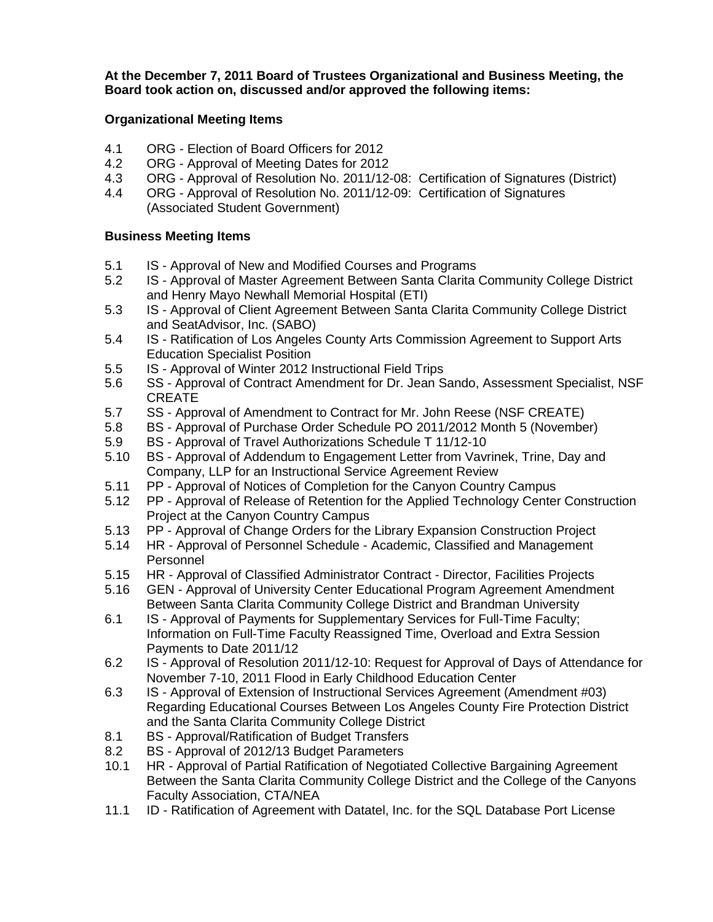**At the December 7, 2011 Board of Trustees Organizational and Business Meeting, the Board took action on, discussed and/or approved the following items:**

**Organizational Meeting Items**

4.1 ORG - Election of Board Officers for 2012

4.2 ORG - Approval of Meeting Dates for 2012

4.3 ORG - Approval of Resolution No. 2011/12-08: Certification of Signatures (District)

4.4 ORG - Approval of Resolution No. 2011/12-09: Certification of Signatures (Associated Student Government)

**Business Meeting Items**

5.1 IS - Approval of New and Modified Courses and Programs

5.2 IS - Approval of Master Agreement Between Santa Clarita Community College District and Henry Mayo Newhall Memorial Hospital (ETI)

5.3 IS - Approval of Client Agreement Between Santa Clarita Community College District and SeatAdvisor, Inc. (SABO)

5.4 IS - Ratification of Los Angeles County Arts Commission Agreement to Support Arts Education Specialist Position

5.5 IS - Approval of Winter 2012 Instructional Field Trips

5.6 SS - Approval of Contract Amendment for Dr. Jean Sando, Assessment Specialist, NSF CREATE

5.7 SS - Approval of Amendment to Contract for Mr. John Reese (NSF CREATE)

5.8 BS - Approval of Purchase Order Schedule PO 2011/2012 Month 5 (November)

5.9 BS - Approval of Travel Authorizations Schedule T 11/12-10

5.10 BS - Approval of Addendum to Engagement Letter from Vavrinek, Trine, Day and Company, LLP for an Instructional Service Agreement Review

5.11 PP - Approval of Notices of Completion for the Canyon Country Campus

5.12 PP - Approval of Release of Retention for the Applied Technology Center Construction Project at the Canyon Country Campus

5.13 PP - Approval of Change Orders for the Library Expansion Construction Project

5.14 HR - Approval of Personnel Schedule - Academic, Classified and Management Personnel

5.15 HR - Approval of Classified Administrator Contract - Director, Facilities Projects

5.16 GEN - Approval of University Center Educational Program Agreement Amendment Between Santa Clarita Community College District and Brandman University

6.1 IS - Approval of Payments for Supplementary Services for Full-Time Faculty; Information on Full-Time Faculty Reassigned Time, Overload and Extra Session Payments to Date 2011/12

6.2 IS - Approval of Resolution 2011/12-10: Request for Approval of Days of Attendance for November 7-10, 2011 Flood in Early Childhood Education Center

6.3 IS - Approval of Extension of Instructional Services Agreement (Amendment #03) Regarding Educational Courses Between Los Angeles County Fire Protection District and the Santa Clarita Community College District

8.1 BS - Approval/Ratification of Budget Transfers

8.2 BS - Approval of 2012/13 Budget Parameters

10.1 HR - Approval of Partial Ratification of Negotiated Collective Bargaining Agreement Between the Santa Clarita Community College District and the College of the Canyons Faculty Association, CTA/NEA

11.1 ID - Ratification of Agreement with Datatel, Inc. for the SQL Database Port License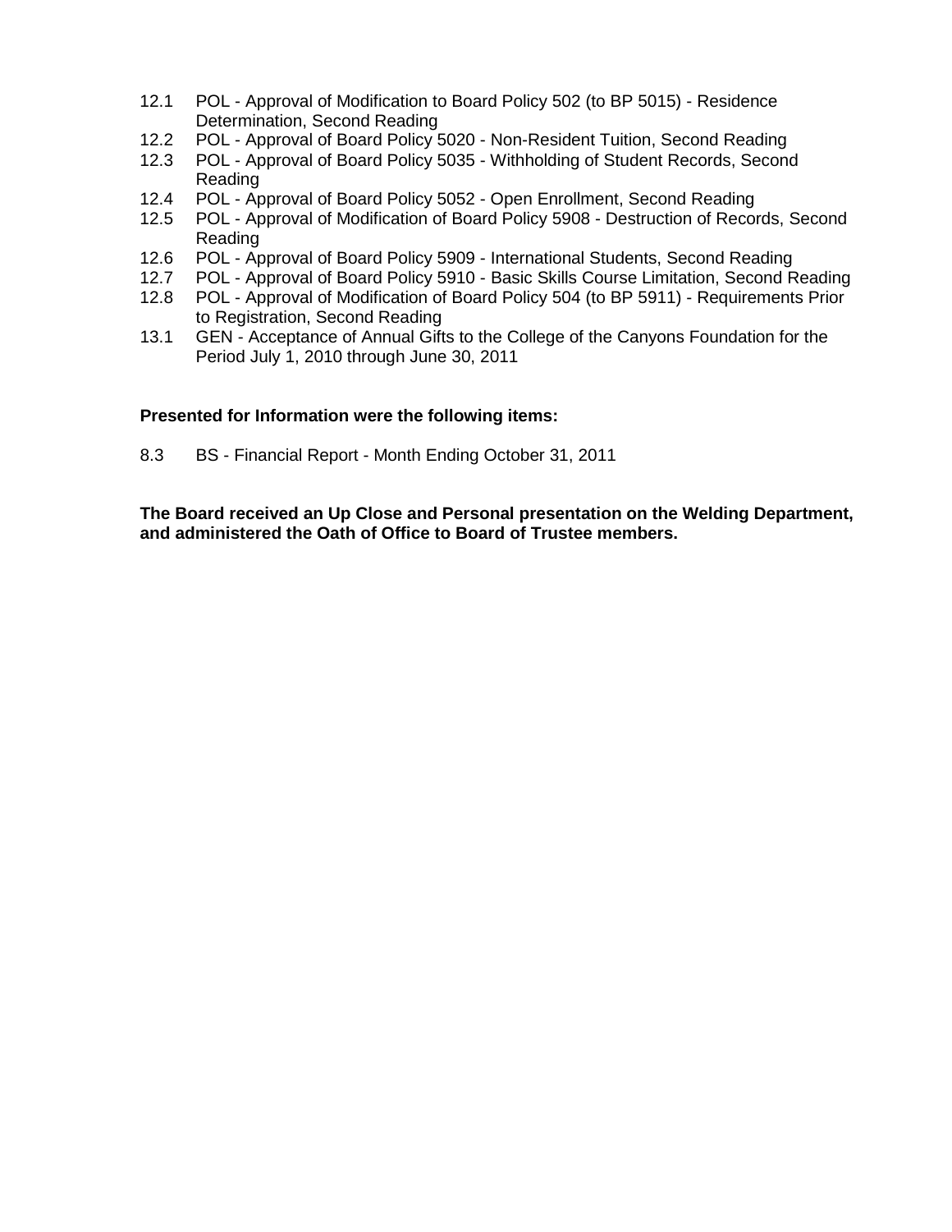- 12.1 POL - Approval of Modification to Board Policy 502 (to BP 5015) - Residence Determination, Second Reading
- 12.2 POL - Approval of Board Policy 5020 - Non-Resident Tuition, Second Reading
- 12.3 POL - Approval of Board Policy 5035 - Withholding of Student Records, Second Reading
- 12.4 POL - Approval of Board Policy 5052 - Open Enrollment, Second Reading
- 12.5 POL - Approval of Modification of Board Policy 5908 - Destruction of Records, Second Reading
- 12.6 POL - Approval of Board Policy 5909 - International Students, Second Reading
- 12.7 POL - Approval of Board Policy 5910 - Basic Skills Course Limitation, Second Reading
- 12.8 POL - Approval of Modification of Board Policy 504 (to BP 5911) - Requirements Prior to Registration, Second Reading
- 13.1 GEN - Acceptance of Annual Gifts to the College of the Canyons Foundation for the Period July 1, 2010 through June 30, 2011

**Presented for Information were the following items:**

- 8.3 BS - Financial Report - Month Ending October 31, 2011

**The Board received an Up Close and Personal presentation on the Welding Department, and administered the Oath of Office to Board of Trustee members.**